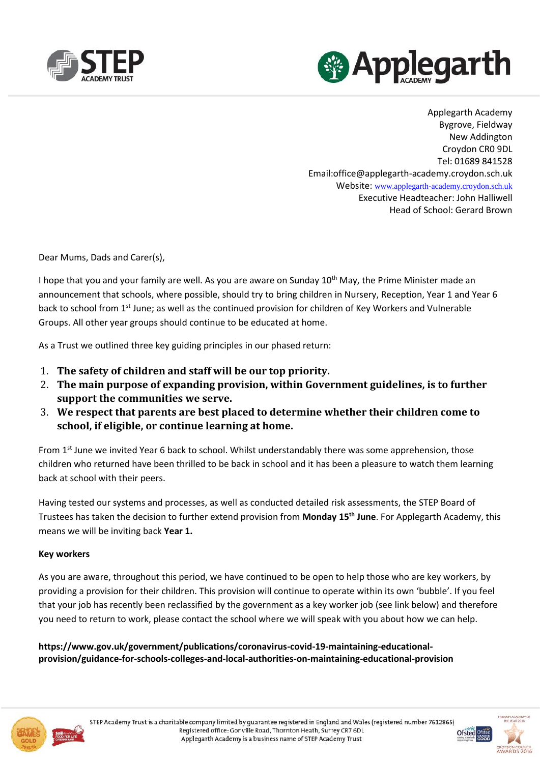Applegarth Academy
Bygrove, Fieldway
New Addington
Croydon CR0 9DL
Tel: 01689 841528
Email:office@applegarth-academy.croydon.sch.uk
Website: www.applegarth-academy.croydon.sch.uk
Executive Headteacher: John Halliwell
Head of School: Gerard Brown

Dear Mums, Dads and Carer(s),

I hope that you and your family are well. As you are aware on Sunday 10th May, the Prime Minister made an announcement that schools, where possible, should try to bring children in Nursery, Reception, Year 1 and Year 6 back to school from 1st June; as well as the continued provision for children of Key Workers and Vulnerable Groups. All other year groups should continue to be educated at home.

As a Trust we outlined three key guiding principles in our phased return:

1. **The safety of children and staff will be our top priority.**
2. **The main purpose of expanding provision, within Government guidelines, is to further support the communities we serve.**
3. **We respect that parents are best placed to determine whether their children come to school, if eligible, or continue learning at home.**

From 1st June we invited Year 6 back to school. Whilst understandably there was some apprehension, those children who returned have been thrilled to be back in school and it has been a pleasure to watch them learning back at school with their peers.

Having tested our systems and processes, as well as conducted detailed risk assessments, the STEP Board of Trustees has taken the decision to further extend provision from **Monday 15th June**. For Applegarth Academy, this means we will be inviting back **Year 1.**

**Key workers**

As you are aware, throughout this period, we have continued to be open to help those who are key workers, by providing a provision for their children. This provision will continue to operate within its own 'bubble'. If you feel that your job has recently been reclassified by the government as a key worker job (see link below) and therefore you need to return to work, please contact the school where we will speak with you about how we can help.

**https://www.gov.uk/government/publications/coronavirus-covid-19-maintaining-educational-provision/guidance-for-schools-colleges-and-local-authorities-on-maintaining-educational-provision**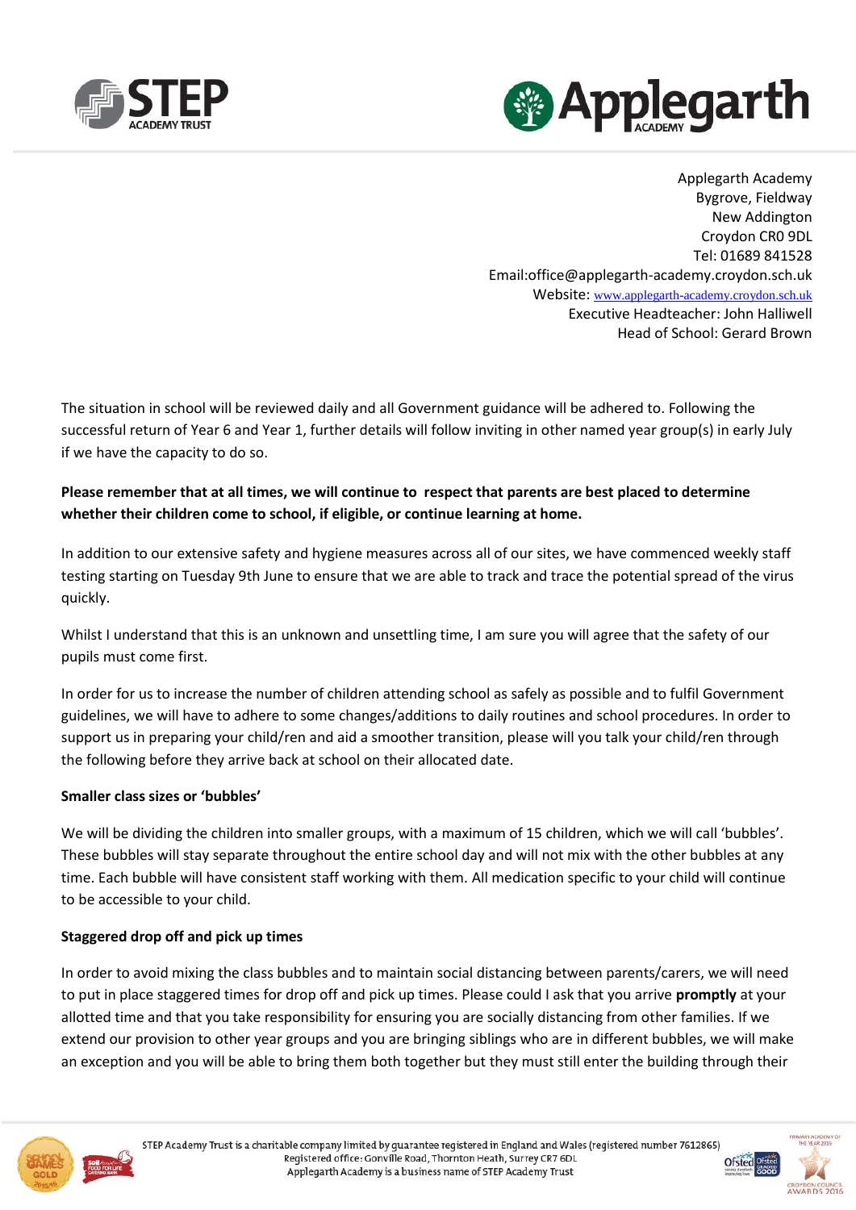Applegarth Academy
Bygrove, Fieldway
New Addington
Croydon CR0 9DL
Tel: 01689 841528
Email:office@applegarth-academy.croydon.sch.uk
Website: www.applegarth-academy.croydon.sch.uk
Executive Headteacher: John Halliwell
Head of School: Gerard Brown

The situation in school will be reviewed daily and all Government guidance will be adhered to. Following the successful return of Year 6 and Year 1, further details will follow inviting in other named year group(s) in early July if we have the capacity to do so.

**Please remember that at all times, we will continue to respect that parents are best placed to determine whether their children come to school, if eligible, or continue learning at home.**

In addition to our extensive safety and hygiene measures across all of our sites, we have commenced weekly staff testing starting on Tuesday 9th June to ensure that we are able to track and trace the potential spread of the virus quickly.

Whilst I understand that this is an unknown and unsettling time, I am sure you will agree that the safety of our pupils must come first.

In order for us to increase the number of children attending school as safely as possible and to fulfil Government guidelines, we will have to adhere to some changes/additions to daily routines and school procedures. In order to support us in preparing your child/ren and aid a smoother transition, please will you talk your child/ren through the following before they arrive back at school on their allocated date.

**Smaller class sizes or 'bubbles'**

We will be dividing the children into smaller groups, with a maximum of 15 children, which we will call 'bubbles'. These bubbles will stay separate throughout the entire school day and will not mix with the other bubbles at any time. Each bubble will have consistent staff working with them. All medication specific to your child will continue to be accessible to your child.

**Staggered drop off and pick up times**

In order to avoid mixing the class bubbles and to maintain social distancing between parents/carers, we will need to put in place staggered times for drop off and pick up times. Please could I ask that you arrive **promptly** at your allotted time and that you take responsibility for ensuring you are socially distancing from other families. If we extend our provision to other year groups and you are bringing siblings who are in different bubbles, we will make an exception and you will be able to bring them both together but they must still enter the building through their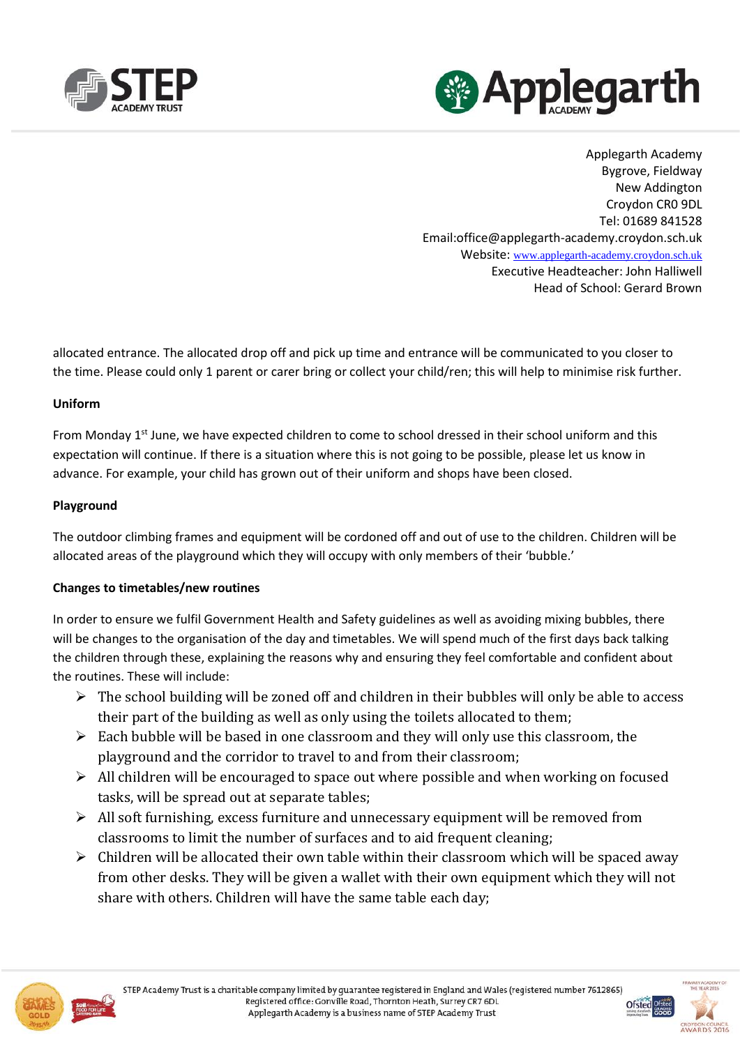allocated entrance. The allocated drop off and pick up time and entrance will be communicated to you closer to the time. Please could only 1 parent or carer bring or collect your child/ren; this will help to minimise risk further.

**Uniform**

From Monday 1st June, we have expected children to come to school dressed in their school uniform and this expectation will continue. If there is a situation where this is not going to be possible, please let us know in advance. For example, your child has grown out of their uniform and shops have been closed.

**Playground**

The outdoor climbing frames and equipment will be cordoned off and out of use to the children. Children will be allocated areas of the playground which they will occupy with only members of their 'bubble.'

**Changes to timetables/new routines**

In order to ensure we fulfil Government Health and Safety guidelines as well as avoiding mixing bubbles, there will be changes to the organisation of the day and timetables. We will spend much of the first days back talking the children through these, explaining the reasons why and ensuring they feel comfortable and confident about the routines. These will include:

- The school building will be zoned off and children in their bubbles will only be able to access their part of the building as well as only using the toilets allocated to them;
- Each bubble will be based in one classroom and they will only use this classroom, the playground and the corridor to travel to and from their classroom;
- All children will be encouraged to space out where possible and when working on focused tasks, will be spread out at separate tables;
- All soft furnishing, excess furniture and unnecessary equipment will be removed from classrooms to limit the number of surfaces and to aid frequent cleaning;
- Children will be allocated their own table within their classroom which will be spaced away from other desks. They will be given a wallet with their own equipment which they will not share with others. Children will have the same table each day;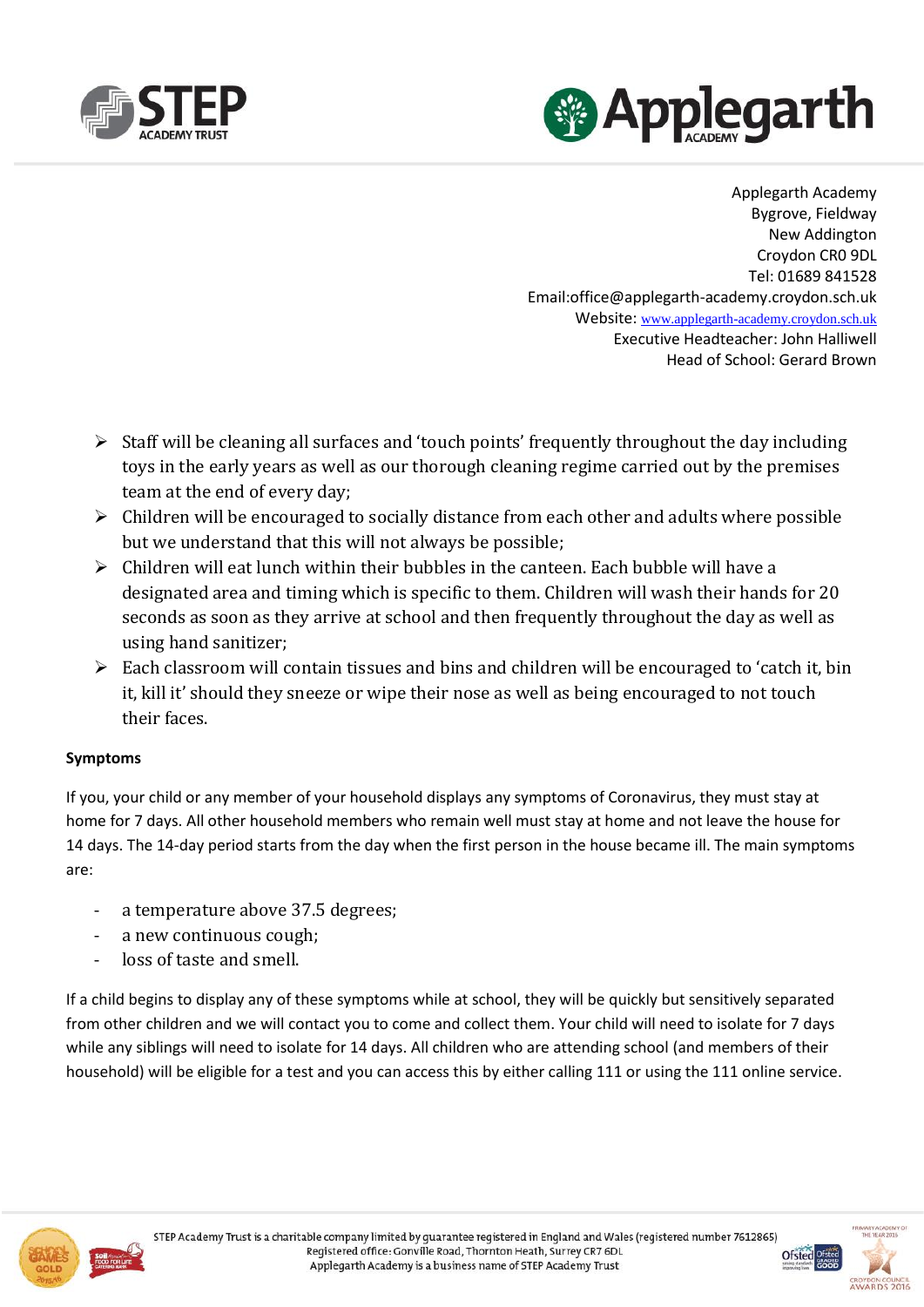- Staff will be cleaning all surfaces and 'touch points' frequently throughout the day including toys in the early years as well as our thorough cleaning regime carried out by the premises team at the end of every day;
- Children will be encouraged to socially distance from each other and adults where possible but we understand that this will not always be possible;
- Children will eat lunch within their bubbles in the canteen. Each bubble will have a designated area and timing which is specific to them. Children will wash their hands for 20 seconds as soon as they arrive at school and then frequently throughout the day as well as using hand sanitizer;
- Each classroom will contain tissues and bins and children will be encouraged to 'catch it, bin it, kill it' should they sneeze or wipe their nose as well as being encouraged to not touch their faces.

**Symptoms**

If you, your child or any member of your household displays any symptoms of Coronavirus, they must stay at home for 7 days. All other household members who remain well must stay at home and not leave the house for 14 days. The 14-day period starts from the day when the first person in the house became ill. The main symptoms are:

- a temperature above 37.5 degrees;
- a new continuous cough;
- loss of taste and smell.

If a child begins to display any of these symptoms while at school, they will be quickly but sensitively separated from other children and we will contact you to come and collect them. Your child will need to isolate for 7 days while any siblings will need to isolate for 14 days. All children who are attending school (and members of their household) will be eligible for a test and you can access this by either calling 111 or using the 111 online service.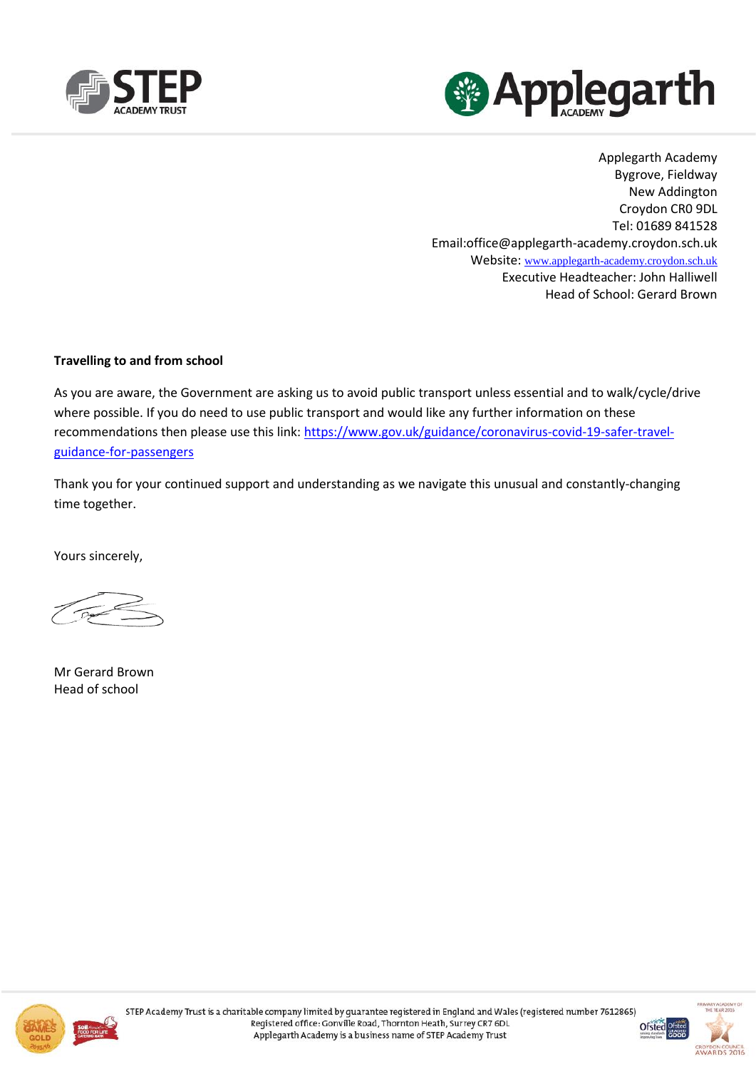Applegarth Academy
Bygrove, Fieldway
New Addington
Croydon CR0 9DL
Tel: 01689 841528
Email:office@applegarth-academy.croydon.sch.uk
Website: www.applegarth-academy.croydon.sch.uk
Executive Headteacher: John Halliwell
Head of School: Gerard Brown

**Travelling to and from school**

As you are aware, the Government are asking us to avoid public transport unless essential and to walk/cycle/drive where possible. If you do need to use public transport and would like any further information on these recommendations then please use this link: https://www.gov.uk/guidance/coronavirus-covid-19-safer-travel-guidance-for-passengers

Thank you for your continued support and understanding as we navigate this unusual and constantly-changing time together.

Yours sincerely,

Mr Gerard Brown
Head of school

STEP Academy Trust is a charitable company limited by guarantee registered in England and Wales (registered number 7612865)
Registered office: Gonville Road, Thornton Heath, Surrey CR7 6DL
Applegarth Academy is a business name of STEP Academy Trust